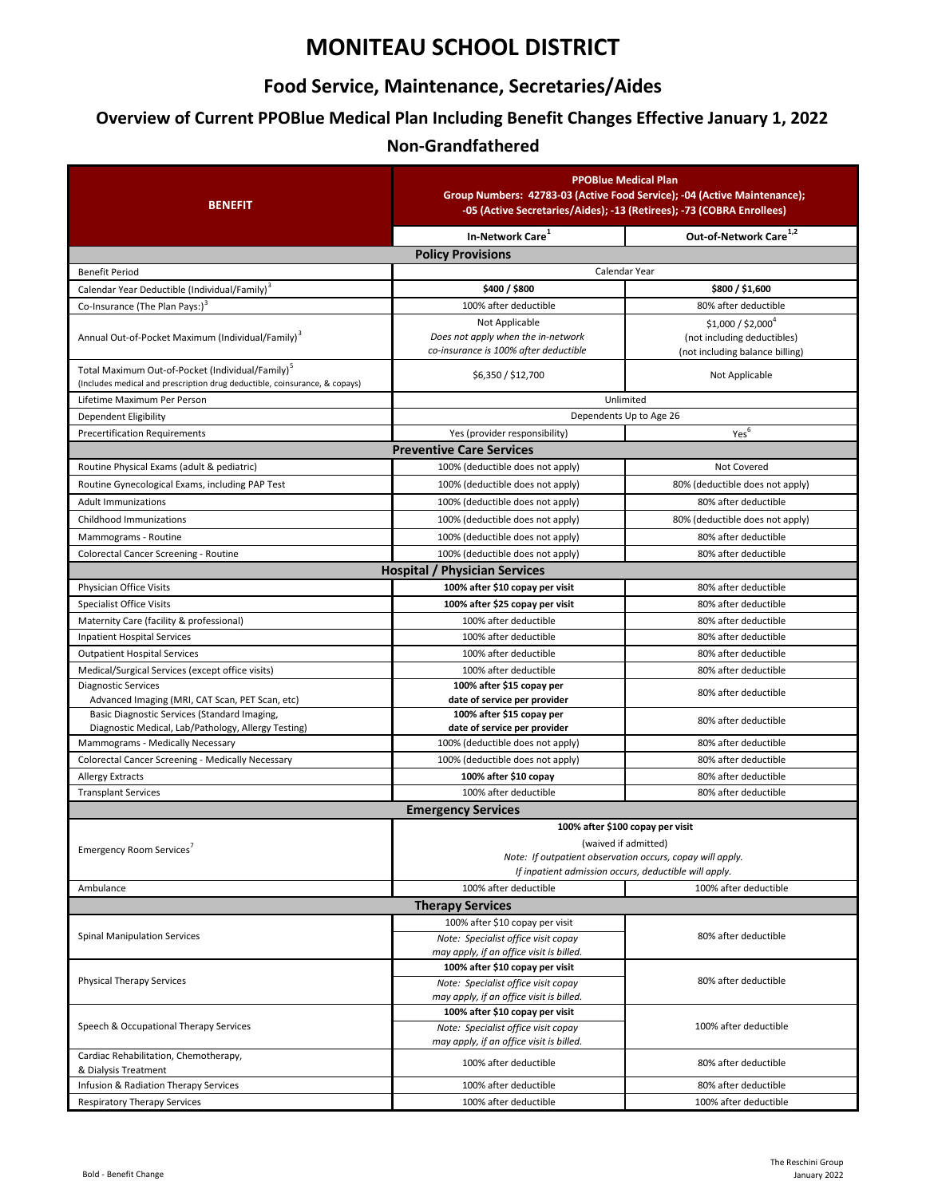# MONITEAU SCHOOL DISTRICT

## Food Service, Maintenance, Secretaries/Aides

### Overview of Current PPOBlue Medical Plan Including Benefit Changes Effective January 1, 2022

### Non-Grandfathered

| BENEFIT | PPOBlue Medical Plan<br>Group Numbers: 42783-03 (Active Food Service); -04 (Active Maintenance); -05 (Active Secretaries/Aides); -13 (Retirees); -73 (COBRA Enrollees) | |
|---|---|---|
| | In-Network Care[1] | Out-of-Network Care[1,2] |
| **Policy Provisions** | | |
| Benefit Period | Calendar Year | |
| Calendar Year Deductible (Individual/Family)[3] | **$400 / $800** | **$800 / $1,600** |
| Co-Insurance (The Plan Pays:)[3] | 100% after deductible | 80% after deductible |
| Annual Out-of-Pocket Maximum (Individual/Family)[3] | Not Applicable<br>*Does not apply when the in-network co-insurance is 100% after deductible* | $1,000 / $2,000[4]<br>(not including deductibles)<br>(not including balance billing) |
| Total Maximum Out-of-Pocket (Individual/Family)[5]<br>(Includes medical and prescription drug deductible, coinsurance, & copays) | $6,350 / $12,700 | Not Applicable |
| Lifetime Maximum Per Person | Unlimited | |
| Dependent Eligibility | Dependents Up to Age 26 | |
| Precertification Requirements | Yes (provider responsibility) | Yes[6] |
| **Preventive Care Services** | | |
| Routine Physical Exams (adult & pediatric) | 100% (deductible does not apply) | Not Covered |
| Routine Gynecological Exams, including PAP Test | 100% (deductible does not apply) | 80% (deductible does not apply) |
| Adult Immunizations | 100% (deductible does not apply) | 80% after deductible |
| Childhood Immunizations | 100% (deductible does not apply) | 80% (deductible does not apply) |
| Mammograms - Routine | 100% (deductible does not apply) | 80% after deductible |
| Colorectal Cancer Screening - Routine | 100% (deductible does not apply) | 80% after deductible |
| **Hospital / Physician Services** | | |
| Physician Office Visits | **100% after $10 copay per visit** | 80% after deductible |
| Specialist Office Visits | **100% after $25 copay per visit** | 80% after deductible |
| Maternity Care (facility & professional) | 100% after deductible | 80% after deductible |
| Inpatient Hospital Services | 100% after deductible | 80% after deductible |
| Outpatient Hospital Services | 100% after deductible | 80% after deductible |
| Medical/Surgical Services (except office visits) | 100% after deductible | 80% after deductible |
| Diagnostic Services<br>Advanced Imaging (MRI, CAT Scan, PET Scan, etc) | **100% after $15 copay per date of service per provider** | 80% after deductible |
| Basic Diagnostic Services (Standard Imaging, Diagnostic Medical, Lab/Pathology, Allergy Testing) | **100% after $15 copay per date of service per provider** | 80% after deductible |
| Mammograms - Medically Necessary | 100% (deductible does not apply) | 80% after deductible |
| Colorectal Cancer Screening - Medically Necessary | 100% (deductible does not apply) | 80% after deductible |
| Allergy Extracts | **100% after $10 copay** | 80% after deductible |
| Transplant Services | 100% after deductible | 80% after deductible |
| **Emergency Services** | | |
| Emergency Room Services[7] | **100% after $100 copay per visit**<br>(waived if admitted)<br>*Note: If outpatient observation occurs, copay will apply.*<br>*If inpatient admission occurs, deductible will apply.* | |
| Ambulance | 100% after deductible | 100% after deductible |
| **Therapy Services** | | |
| Spinal Manipulation Services | 100% after $10 copay per visit<br>*Note: Specialist office visit copay may apply, if an office visit is billed.* | 80% after deductible |
| Physical Therapy Services | **100% after $10 copay per visit**<br>*Note: Specialist office visit copay may apply, if an office visit is billed.* | 80% after deductible |
| Speech & Occupational Therapy Services | **100% after $10 copay per visit**<br>*Note: Specialist office visit copay may apply, if an office visit is billed.* | 100% after deductible |
| Cardiac Rehabilitation, Chemotherapy, & Dialysis Treatment | 100% after deductible | 80% after deductible |
| Infusion & Radiation Therapy Services | 100% after deductible | 80% after deductible |
| Respiratory Therapy Services | 100% after deductible | 100% after deductible |

Bold - Benefit Change

The Reschini Group
January 2022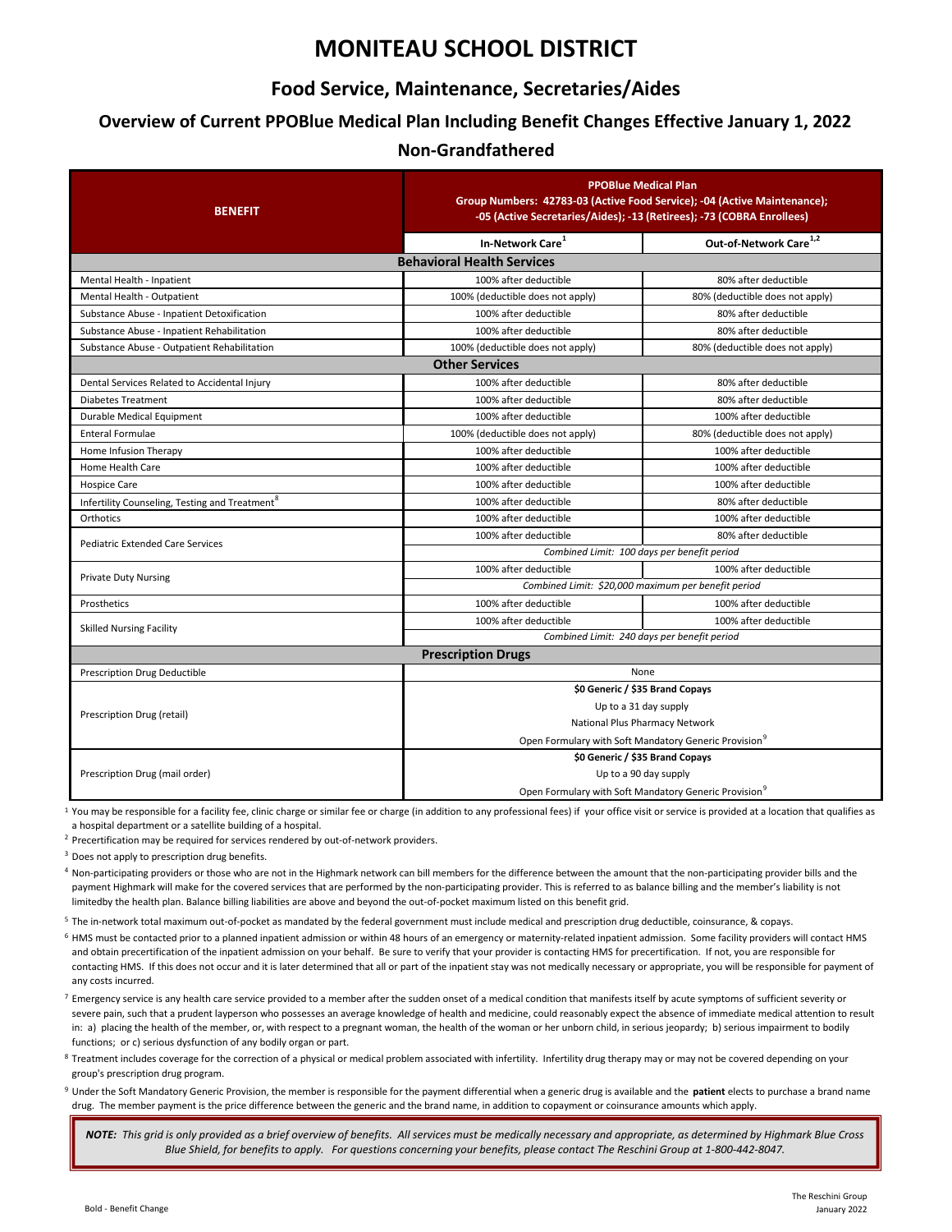# MONITEAU SCHOOL DISTRICT

## Food Service, Maintenance, Secretaries/Aides

### Overview of Current PPOBlue Medical Plan Including Benefit Changes Effective January 1, 2022

### Non-Grandfathered

| BENEFIT | PPOBlue Medical Plan Group Numbers: 42783-03 (Active Food Service); -04 (Active Maintenance); -05 (Active Secretaries/Aides); -13 (Retirees); -73 (COBRA Enrollees) | |
|---|---|---|
| | In-Network Care[1] | Out-of-Network Care[1,2] |
| **Behavioral Health Services** | | |
| Mental Health - Inpatient | 100% after deductible | 80% after deductible |
| Mental Health - Outpatient | 100% (deductible does not apply) | 80% (deductible does not apply) |
| Substance Abuse - Inpatient Detoxification | 100% after deductible | 80% after deductible |
| Substance Abuse - Inpatient Rehabilitation | 100% after deductible | 80% after deductible |
| Substance Abuse - Outpatient Rehabilitation | 100% (deductible does not apply) | 80% (deductible does not apply) |
| **Other Services** | | |
| Dental Services Related to Accidental Injury | 100% after deductible | 80% after deductible |
| Diabetes Treatment | 100% after deductible | 80% after deductible |
| Durable Medical Equipment | 100% after deductible | 100% after deductible |
| Enteral Formulae | 100% (deductible does not apply) | 80% (deductible does not apply) |
| Home Infusion Therapy | 100% after deductible | 100% after deductible |
| Home Health Care | 100% after deductible | 100% after deductible |
| Hospice Care | 100% after deductible | 100% after deductible |
| Infertility Counseling, Testing and Treatment[8] | 100% after deductible | 80% after deductible |
| Orthotics | 100% after deductible | 100% after deductible |
| Pediatric Extended Care Services | 100% after deductible | 80% after deductible |
| | *Combined Limit: 100 days per benefit period* | |
| Private Duty Nursing | 100% after deductible | 100% after deductible |
| | *Combined Limit: $20,000 maximum per benefit period* | |
| Prosthetics | 100% after deductible | 100% after deductible |
| Skilled Nursing Facility | 100% after deductible | 100% after deductible |
| | *Combined Limit: 240 days per benefit period* | |
| **Prescription Drugs** | | |
| Prescription Drug Deductible | None | |
| Prescription Drug (retail) | **$0 Generic / $35 Brand Copays**<br>Up to a 31 day supply<br>National Plus Pharmacy Network<br>Open Formulary with Soft Mandatory Generic Provision[9] | |
| Prescription Drug (mail order) | **$0 Generic / $35 Brand Copays**<br>Up to a 90 day supply<br>Open Formulary with Soft Mandatory Generic Provision[9] | |

[1] You may be responsible for a facility fee, clinic charge or similar fee or charge (in addition to any professional fees) if your office visit or service is provided at a location that qualifies as a hospital department or a satellite building of a hospital.

[2] Precertification may be required for services rendered by out-of-network providers.

[3] Does not apply to prescription drug benefits.

[4] Non-participating providers or those who are not in the Highmark network can bill members for the difference between the amount that the non-participating provider bills and the payment Highmark will make for the covered services that are performed by the non-participating provider. This is referred to as balance billing and the member's liability is not limitedby the health plan. Balance billing liabilities are above and beyond the out-of-pocket maximum listed on this benefit grid.

[5] The in-network total maximum out-of-pocket as mandated by the federal government must include medical and prescription drug deductible, coinsurance, & copays.

[6] HMS must be contacted prior to a planned inpatient admission or within 48 hours of an emergency or maternity-related inpatient admission. Some facility providers will contact HMS and obtain precertification of the inpatient admission on your behalf. Be sure to verify that your provider is contacting HMS for precertification. If not, you are responsible for contacting HMS. If this does not occur and it is later determined that all or part of the inpatient stay was not medically necessary or appropriate, you will be responsible for payment of any costs incurred.

[7] Emergency service is any health care service provided to a member after the sudden onset of a medical condition that manifests itself by acute symptoms of sufficient severity or severe pain, such that a prudent layperson who possesses an average knowledge of health and medicine, could reasonably expect the absence of immediate medical attention to result in: a) placing the health of the member, or, with respect to a pregnant woman, the health of the woman or her unborn child, in serious jeopardy; b) serious impairment to bodily functions; or c) serious dysfunction of any bodily organ or part.

[8] Treatment includes coverage for the correction of a physical or medical problem associated with infertility. Infertility drug therapy may or may not be covered depending on your group's prescription drug program.

[9] Under the Soft Mandatory Generic Provision, the member is responsible for the payment differential when a generic drug is available and the **patient** elects to purchase a brand name drug. The member payment is the price difference between the generic and the brand name, in addition to copayment or coinsurance amounts which apply.

***NOTE:*** *This grid is only provided as a brief overview of benefits. All services must be medically necessary and appropriate, as determined by Highmark Blue Cross Blue Shield, for benefits to apply. For questions concerning your benefits, please contact The Reschini Group at 1-800-442-8047.*

Bold - Benefit Change

The Reschini Group
January 2022